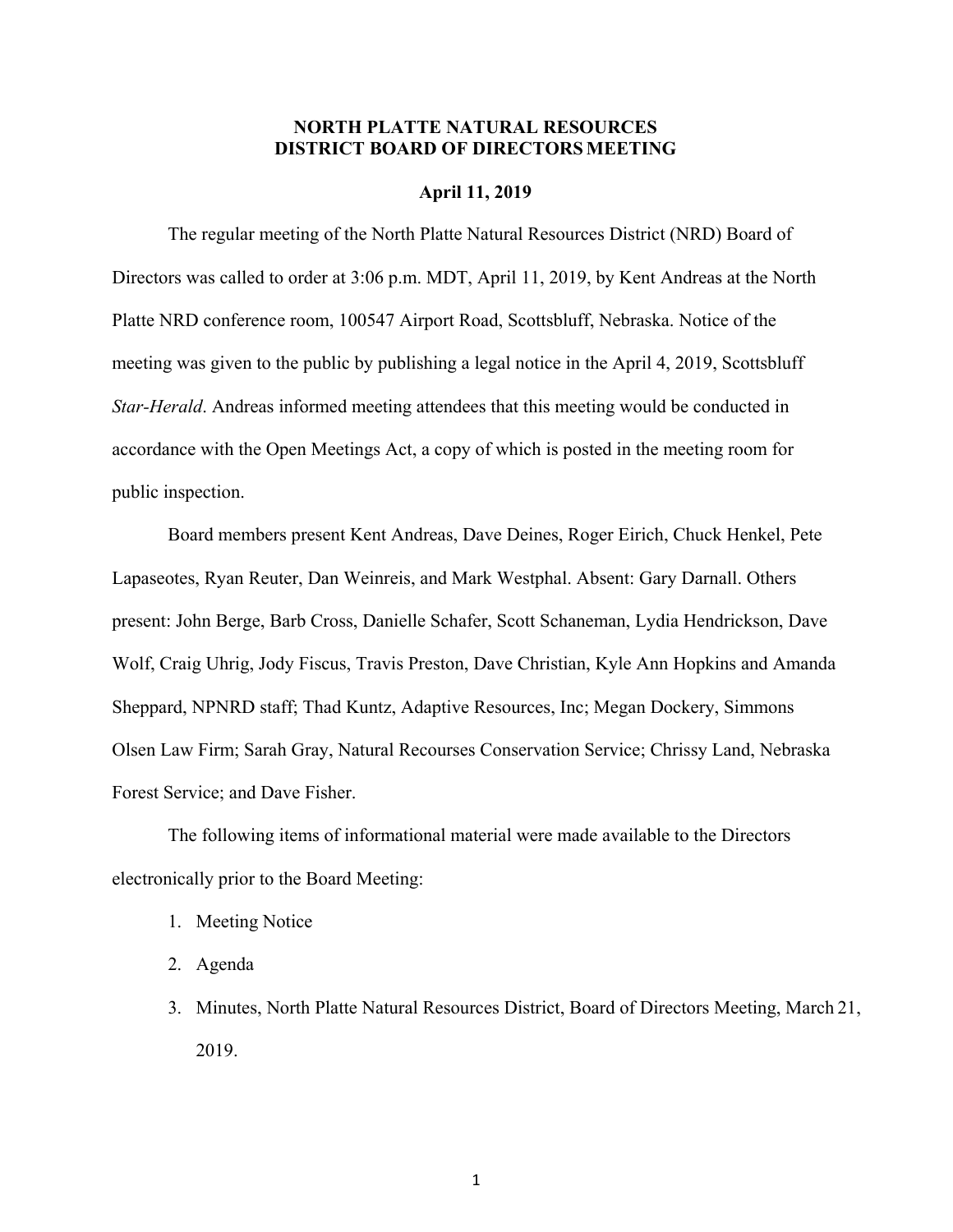# NORTH PLATTE NATURAL RESOURCES DISTRICT BOARD OF DIRECTORS MEETING

**April 11, 2019**

The regular meeting of the North Platte Natural Resources District (NRD) Board of Directors was called to order at 3:06 p.m. MDT, April 11, 2019, by Kent Andreas at the North Platte NRD conference room, 100547 Airport Road, Scottsbluff, Nebraska. Notice of the meeting was given to the public by publishing a legal notice in the April 4, 2019, Scottsbluff *Star-Herald*. Andreas informed meeting attendees that this meeting would be conducted in accordance with the Open Meetings Act, a copy of which is posted in the meeting room for public inspection.

Board members present Kent Andreas, Dave Deines, Roger Eirich, Chuck Henkel, Pete Lapaseotes, Ryan Reuter, Dan Weinreis, and Mark Westphal. Absent: Gary Darnall. Others present: John Berge, Barb Cross, Danielle Schafer, Scott Schaneman, Lydia Hendrickson, Dave Wolf, Craig Uhrig, Jody Fiscus, Travis Preston, Dave Christian, Kyle Ann Hopkins and Amanda Sheppard, NPNRD staff; Thad Kuntz, Adaptive Resources, Inc; Megan Dockery, Simmons Olsen Law Firm; Sarah Gray, Natural Recourses Conservation Service; Chrissy Land, Nebraska Forest Service; and Dave Fisher.

The following items of informational material were made available to the Directors electronically prior to the Board Meeting:

1. Meeting Notice
2. Agenda
3. Minutes, North Platte Natural Resources District, Board of Directors Meeting, March 21, 2019.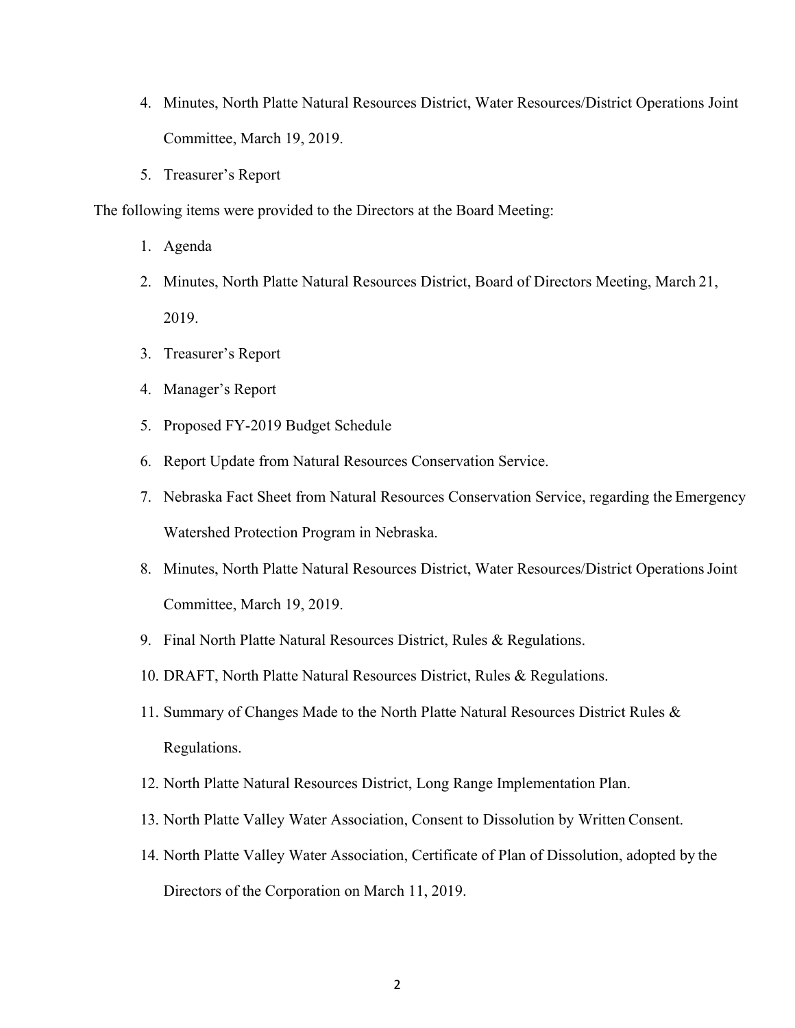4. Minutes, North Platte Natural Resources District, Water Resources/District Operations Joint Committee, March 19, 2019.
5. Treasurer's Report

The following items were provided to the Directors at the Board Meeting:

1. Agenda
2. Minutes, North Platte Natural Resources District, Board of Directors Meeting, March 21, 2019.
3. Treasurer's Report
4. Manager's Report
5. Proposed FY-2019 Budget Schedule
6. Report Update from Natural Resources Conservation Service.
7. Nebraska Fact Sheet from Natural Resources Conservation Service, regarding the Emergency Watershed Protection Program in Nebraska.
8. Minutes, North Platte Natural Resources District, Water Resources/District Operations Joint Committee, March 19, 2019.
9. Final North Platte Natural Resources District, Rules & Regulations.
10. DRAFT, North Platte Natural Resources District, Rules & Regulations.
11. Summary of Changes Made to the North Platte Natural Resources District Rules & Regulations.
12. North Platte Natural Resources District, Long Range Implementation Plan.
13. North Platte Valley Water Association, Consent to Dissolution by Written Consent.
14. North Platte Valley Water Association, Certificate of Plan of Dissolution, adopted by the Directors of the Corporation on March 11, 2019.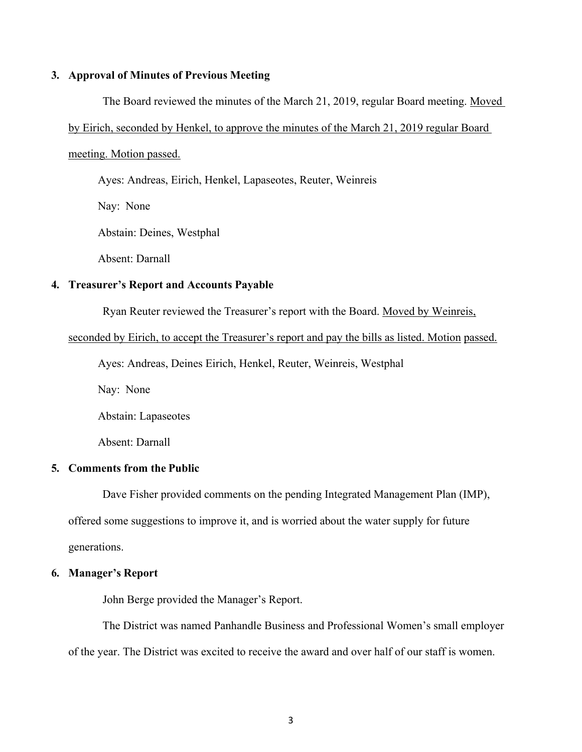## 3. Approval of Minutes of Previous Meeting

The Board reviewed the minutes of the March 21, 2019, regular Board meeting. Moved by Eirich, seconded by Henkel, to approve the minutes of the March 21, 2019 regular Board meeting. Motion passed.

Ayes: Andreas, Eirich, Henkel, Lapaseotes, Reuter, Weinreis

Nay: None

Abstain: Deines, Westphal

Absent: Darnall

## 4. Treasurer's Report and Accounts Payable

Ryan Reuter reviewed the Treasurer's report with the Board. Moved by Weinreis, seconded by Eirich, to accept the Treasurer's report and pay the bills as listed. Motion passed.

Ayes: Andreas, Deines Eirich, Henkel, Reuter, Weinreis, Westphal

Nay: None

Abstain: Lapaseotes

Absent: Darnall

## 5. Comments from the Public

Dave Fisher provided comments on the pending Integrated Management Plan (IMP), offered some suggestions to improve it, and is worried about the water supply for future generations.

## 6. Manager's Report

John Berge provided the Manager's Report.

The District was named Panhandle Business and Professional Women's small employer of the year. The District was excited to receive the award and over half of our staff is women.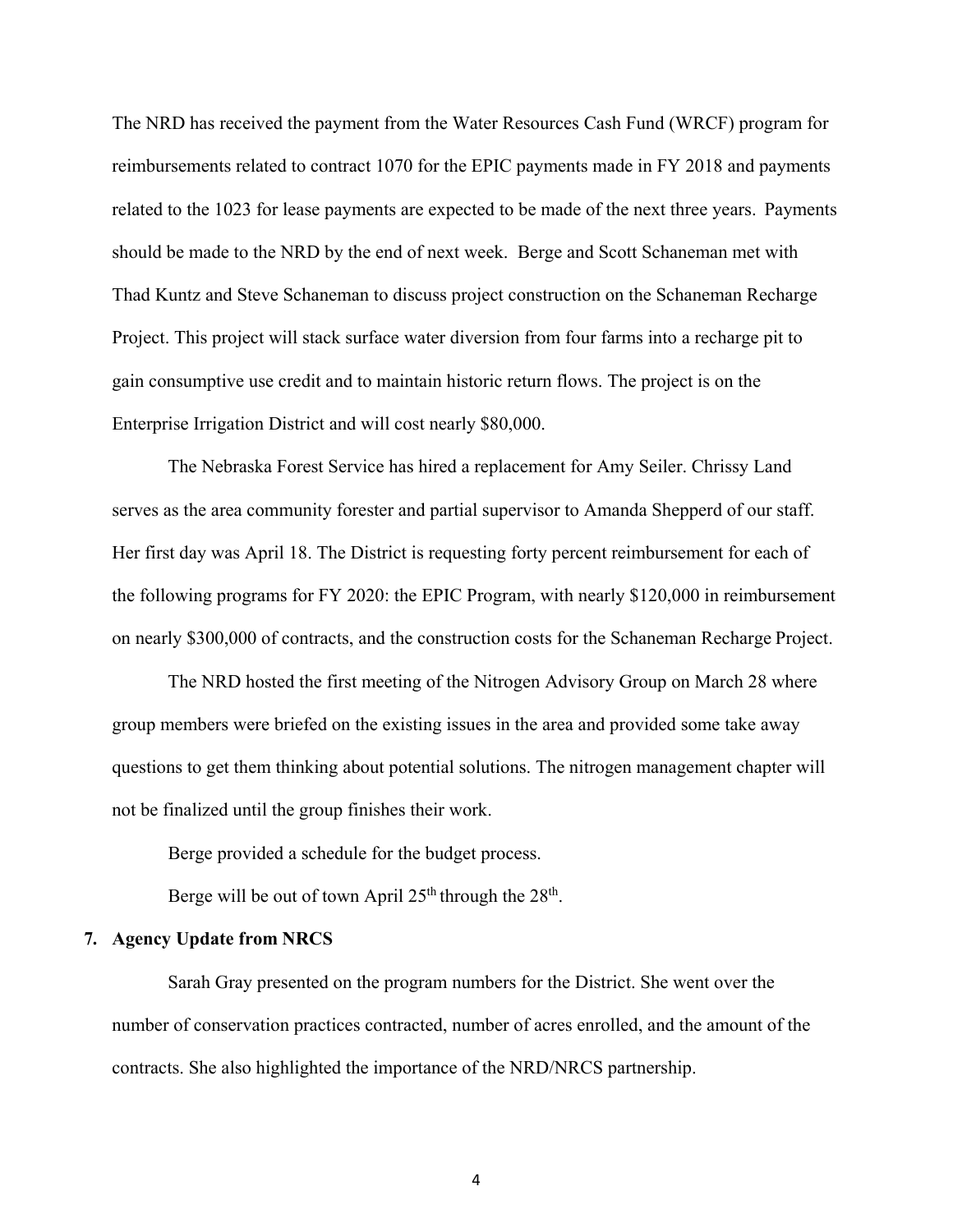The NRD has received the payment from the Water Resources Cash Fund (WRCF) program for reimbursements related to contract 1070 for the EPIC payments made in FY 2018 and payments related to the 1023 for lease payments are expected to be made of the next three years. Payments should be made to the NRD by the end of next week. Berge and Scott Schaneman met with Thad Kuntz and Steve Schaneman to discuss project construction on the Schaneman Recharge Project. This project will stack surface water diversion from four farms into a recharge pit to gain consumptive use credit and to maintain historic return flows. The project is on the Enterprise Irrigation District and will cost nearly $80,000.

The Nebraska Forest Service has hired a replacement for Amy Seiler. Chrissy Land serves as the area community forester and partial supervisor to Amanda Shepperd of our staff. Her first day was April 18. The District is requesting forty percent reimbursement for each of the following programs for FY 2020: the EPIC Program, with nearly $120,000 in reimbursement on nearly $300,000 of contracts, and the construction costs for the Schaneman Recharge Project.

The NRD hosted the first meeting of the Nitrogen Advisory Group on March 28 where group members were briefed on the existing issues in the area and provided some take away questions to get them thinking about potential solutions. The nitrogen management chapter will not be finalized until the group finishes their work.

Berge provided a schedule for the budget process.

Berge will be out of town April 25th through the 28th.

**7. Agency Update from NRCS**

Sarah Gray presented on the program numbers for the District. She went over the number of conservation practices contracted, number of acres enrolled, and the amount of the contracts. She also highlighted the importance of the NRD/NRCS partnership.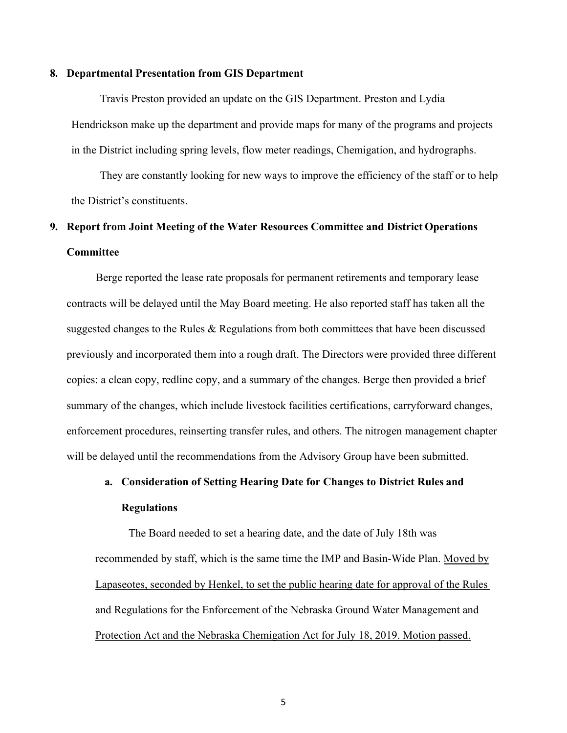**8. Departmental Presentation from GIS Department**

Travis Preston provided an update on the GIS Department. Preston and Lydia Hendrickson make up the department and provide maps for many of the programs and projects in the District including spring levels, flow meter readings, Chemigation, and hydrographs.

They are constantly looking for new ways to improve the efficiency of the staff or to help the District's constituents.

**9. Report from Joint Meeting of the Water Resources Committee and District Operations Committee**

Berge reported the lease rate proposals for permanent retirements and temporary lease contracts will be delayed until the May Board meeting. He also reported staff has taken all the suggested changes to the Rules & Regulations from both committees that have been discussed previously and incorporated them into a rough draft. The Directors were provided three different copies: a clean copy, redline copy, and a summary of the changes. Berge then provided a brief summary of the changes, which include livestock facilities certifications, carryforward changes, enforcement procedures, reinserting transfer rules, and others. The nitrogen management chapter will be delayed until the recommendations from the Advisory Group have been submitted.

**a. Consideration of Setting Hearing Date for Changes to District Rules and Regulations**

The Board needed to set a hearing date, and the date of July 18th was recommended by staff, which is the same time the IMP and Basin-Wide Plan. <u>Moved by Lapaseotes, seconded by Henkel, to set the public hearing date for approval of the Rules and Regulations for the Enforcement of the Nebraska Ground Water Management and Protection Act and the Nebraska Chemigation Act for July 18, 2019. Motion passed.</u>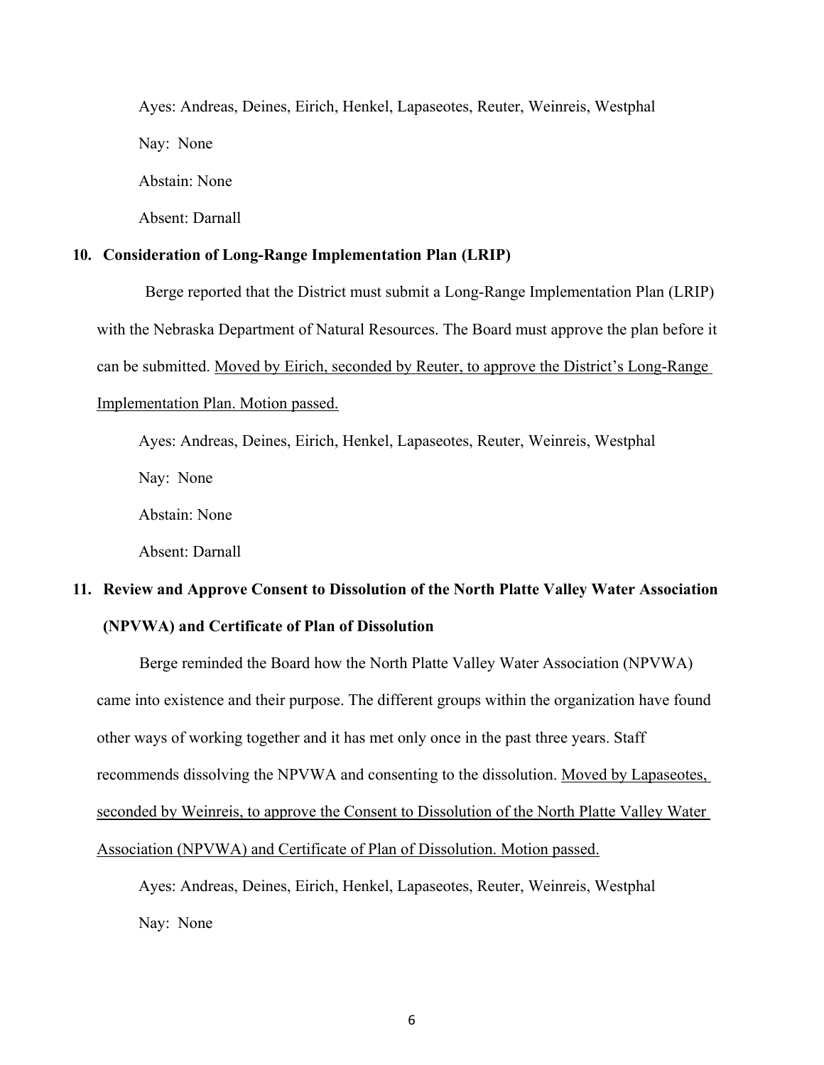Ayes: Andreas, Deines, Eirich, Henkel, Lapaseotes, Reuter, Weinreis, Westphal

Nay: None

Abstain: None

Absent: Darnall

**10. Consideration of Long-Range Implementation Plan (LRIP)**

Berge reported that the District must submit a Long-Range Implementation Plan (LRIP) with the Nebraska Department of Natural Resources. The Board must approve the plan before it can be submitted. Moved by Eirich, seconded by Reuter, to approve the District's Long-Range Implementation Plan. Motion passed.

Ayes: Andreas, Deines, Eirich, Henkel, Lapaseotes, Reuter, Weinreis, Westphal

Nay: None

Abstain: None

Absent: Darnall

**11. Review and Approve Consent to Dissolution of the North Platte Valley Water Association (NPVWA) and Certificate of Plan of Dissolution**

Berge reminded the Board how the North Platte Valley Water Association (NPVWA) came into existence and their purpose. The different groups within the organization have found other ways of working together and it has met only once in the past three years. Staff recommends dissolving the NPVWA and consenting to the dissolution. Moved by Lapaseotes, seconded by Weinreis, to approve the Consent to Dissolution of the North Platte Valley Water Association (NPVWA) and Certificate of Plan of Dissolution. Motion passed.

Ayes: Andreas, Deines, Eirich, Henkel, Lapaseotes, Reuter, Weinreis, Westphal

Nay: None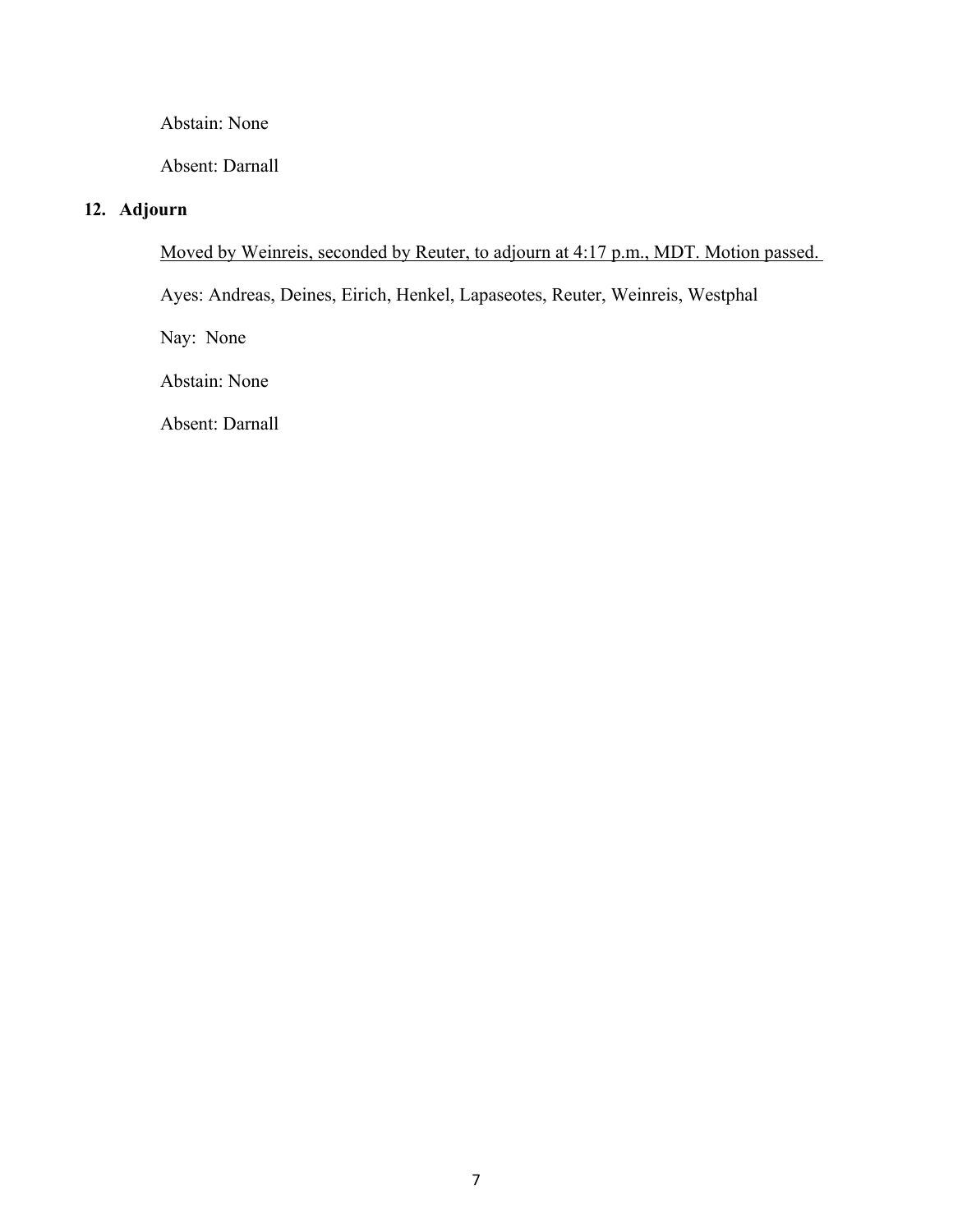Abstain: None

Absent: Darnall

## 12. Adjourn

<u>Moved by Weinreis, seconded by Reuter, to adjourn at 4:17 p.m., MDT. Motion passed.</u>

Ayes: Andreas, Deines, Eirich, Henkel, Lapaseotes, Reuter, Weinreis, Westphal

Nay: None

Abstain: None

Absent: Darnall